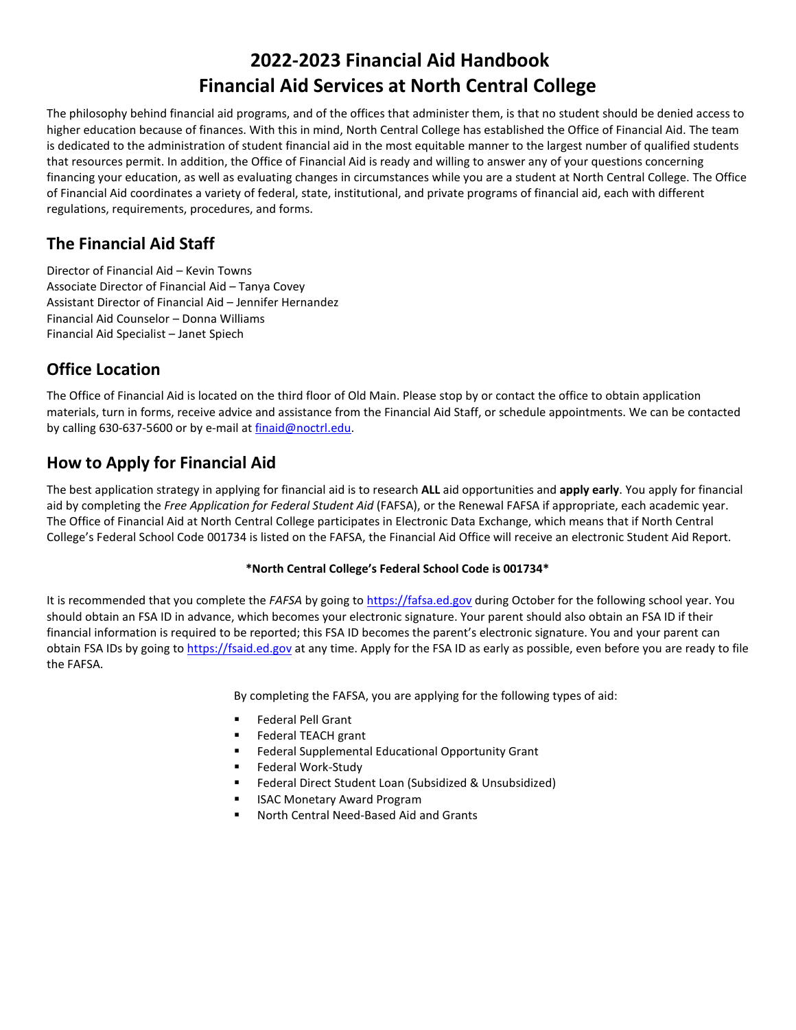# 2022-2023 Financial Aid Handbook
# Financial Aid Services at North Central College

The philosophy behind financial aid programs, and of the offices that administer them, is that no student should be denied access to higher education because of finances. With this in mind, North Central College has established the Office of Financial Aid. The team is dedicated to the administration of student financial aid in the most equitable manner to the largest number of qualified students that resources permit. In addition, the Office of Financial Aid is ready and willing to answer any of your questions concerning financing your education, as well as evaluating changes in circumstances while you are a student at North Central College. The Office of Financial Aid coordinates a variety of federal, state, institutional, and private programs of financial aid, each with different regulations, requirements, procedures, and forms.

## The Financial Aid Staff

Director of Financial Aid – Kevin Towns
Associate Director of Financial Aid – Tanya Covey
Assistant Director of Financial Aid – Jennifer Hernandez
Financial Aid Counselor – Donna Williams
Financial Aid Specialist – Janet Spiech

## Office Location

The Office of Financial Aid is located on the third floor of Old Main. Please stop by or contact the office to obtain application materials, turn in forms, receive advice and assistance from the Financial Aid Staff, or schedule appointments. We can be contacted by calling 630-637-5600 or by e-mail at finaid@noctrl.edu.

## How to Apply for Financial Aid

The best application strategy in applying for financial aid is to research **ALL** aid opportunities and **apply early**. You apply for financial aid by completing the *Free Application for Federal Student Aid* (FAFSA), or the Renewal FAFSA if appropriate, each academic year. The Office of Financial Aid at North Central College participates in Electronic Data Exchange, which means that if North Central College's Federal School Code 001734 is listed on the FAFSA, the Financial Aid Office will receive an electronic Student Aid Report.

**\*North Central College's Federal School Code is 001734\***

It is recommended that you complete the *FAFSA* by going to https://fafsa.ed.gov during October for the following school year. You should obtain an FSA ID in advance, which becomes your electronic signature. Your parent should also obtain an FSA ID if their financial information is required to be reported; this FSA ID becomes the parent's electronic signature. You and your parent can obtain FSA IDs by going to https://fsaid.ed.gov at any time. Apply for the FSA ID as early as possible, even before you are ready to file the FAFSA.

By completing the FAFSA, you are applying for the following types of aid:

- Federal Pell Grant
- Federal TEACH grant
- Federal Supplemental Educational Opportunity Grant
- Federal Work-Study
- Federal Direct Student Loan (Subsidized & Unsubsidized)
- ISAC Monetary Award Program
- North Central Need-Based Aid and Grants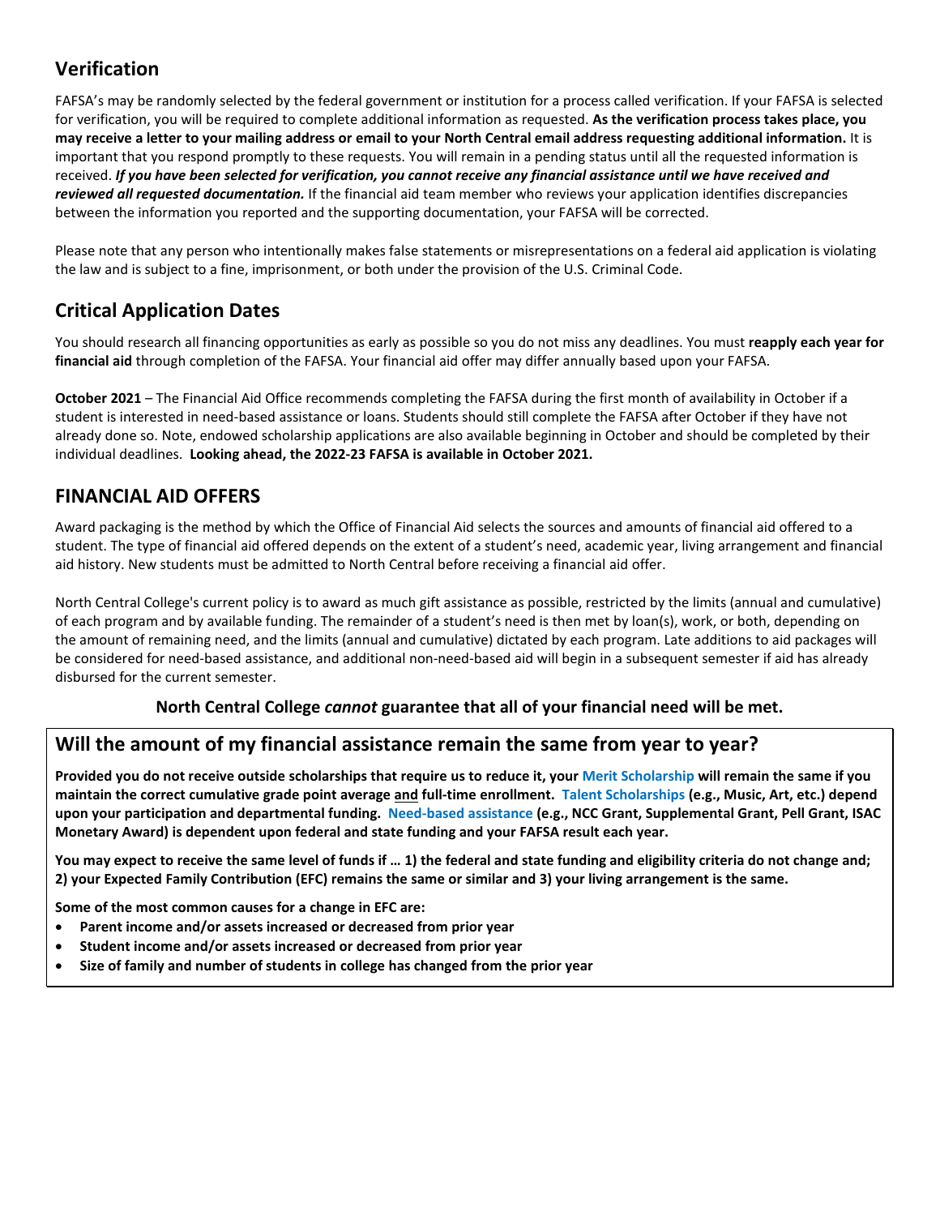## Verification

FAFSA's may be randomly selected by the federal government or institution for a process called verification. If your FAFSA is selected for verification, you will be required to complete additional information as requested. **As the verification process takes place, you may receive a letter to your mailing address or email to your North Central email address requesting additional information.** It is important that you respond promptly to these requests. You will remain in a pending status until all the requested information is received. ***If you have been selected for verification, you cannot receive any financial assistance until we have received and reviewed all requested documentation.*** If the financial aid team member who reviews your application identifies discrepancies between the information you reported and the supporting documentation, your FAFSA will be corrected.

Please note that any person who intentionally makes false statements or misrepresentations on a federal aid application is violating the law and is subject to a fine, imprisonment, or both under the provision of the U.S. Criminal Code.

## Critical Application Dates

You should research all financing opportunities as early as possible so you do not miss any deadlines. You must **reapply each year for financial aid** through completion of the FAFSA. Your financial aid offer may differ annually based upon your FAFSA.

**October 2021** – The Financial Aid Office recommends completing the FAFSA during the first month of availability in October if a student is interested in need-based assistance or loans. Students should still complete the FAFSA after October if they have not already done so. Note, endowed scholarship applications are also available beginning in October and should be completed by their individual deadlines. **Looking ahead, the 2022-23 FAFSA is available in October 2021.**

## FINANCIAL AID OFFERS

Award packaging is the method by which the Office of Financial Aid selects the sources and amounts of financial aid offered to a student. The type of financial aid offered depends on the extent of a student's need, academic year, living arrangement and financial aid history. New students must be admitted to North Central before receiving a financial aid offer.

North Central College's current policy is to award as much gift assistance as possible, restricted by the limits (annual and cumulative) of each program and by available funding. The remainder of a student's need is then met by loan(s), work, or both, depending on the amount of remaining need, and the limits (annual and cumulative) dictated by each program. Late additions to aid packages will be considered for need-based assistance, and additional non-need-based aid will begin in a subsequent semester if aid has already disbursed for the current semester.

**North Central College *cannot* guarantee that all of your financial need will be met.**

## Will the amount of my financial assistance remain the same from year to year?

**Provided you do not receive outside scholarships that require us to reduce it, your Merit Scholarship will remain the same if you maintain the correct cumulative grade point average and full-time enrollment. Talent Scholarships (e.g., Music, Art, etc.) depend upon your participation and departmental funding. Need-based assistance (e.g., NCC Grant, Supplemental Grant, Pell Grant, ISAC Monetary Award) is dependent upon federal and state funding and your FAFSA result each year.**

**You may expect to receive the same level of funds if … 1) the federal and state funding and eligibility criteria do not change and; 2) your Expected Family Contribution (EFC) remains the same or similar and 3) your living arrangement is the same.**

**Some of the most common causes for a change in EFC are:**

- **Parent income and/or assets increased or decreased from prior year**
- **Student income and/or assets increased or decreased from prior year**
- **Size of family and number of students in college has changed from the prior year**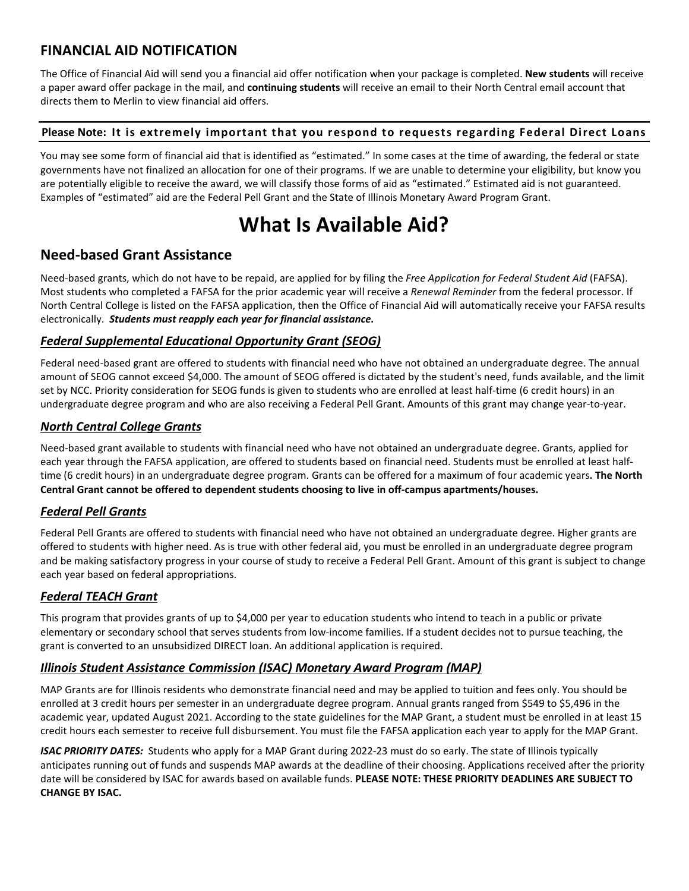## FINANCIAL AID NOTIFICATION

The Office of Financial Aid will send you a financial aid offer notification when your package is completed. **New students** will receive a paper award offer package in the mail, and **continuing students** will receive an email to their North Central email account that directs them to Merlin to view financial aid offers.

**Please Note: It is extremely important that you respond to requests regarding Federal Direct Loans**

You may see some form of financial aid that is identified as "estimated." In some cases at the time of awarding, the federal or state governments have not finalized an allocation for one of their programs. If we are unable to determine your eligibility, but know you are potentially eligible to receive the award, we will classify those forms of aid as "estimated." Estimated aid is not guaranteed. Examples of "estimated" aid are the Federal Pell Grant and the State of Illinois Monetary Award Program Grant.

# What Is Available Aid?

## Need-based Grant Assistance

Need-based grants, which do not have to be repaid, are applied for by filing the *Free Application for Federal Student Aid* (FAFSA). Most students who completed a FAFSA for the prior academic year will receive a *Renewal Reminder* from the federal processor. If North Central College is listed on the FAFSA application, then the Office of Financial Aid will automatically receive your FAFSA results electronically. ***Students must reapply each year for financial assistance.***

### *Federal Supplemental Educational Opportunity Grant (SEOG)*

Federal need-based grant are offered to students with financial need who have not obtained an undergraduate degree. The annual amount of SEOG cannot exceed $4,000. The amount of SEOG offered is dictated by the student's need, funds available, and the limit set by NCC. Priority consideration for SEOG funds is given to students who are enrolled at least half-time (6 credit hours) in an undergraduate degree program and who are also receiving a Federal Pell Grant. Amounts of this grant may change year-to-year.

### *North Central College Grants*

Need-based grant available to students with financial need who have not obtained an undergraduate degree. Grants, applied for each year through the FAFSA application, are offered to students based on financial need. Students must be enrolled at least half-time (6 credit hours) in an undergraduate degree program. Grants can be offered for a maximum of four academic years**. The North Central Grant cannot be offered to dependent students choosing to live in off-campus apartments/houses.**

### *Federal Pell Grants*

Federal Pell Grants are offered to students with financial need who have not obtained an undergraduate degree. Higher grants are offered to students with higher need. As is true with other federal aid, you must be enrolled in an undergraduate degree program and be making satisfactory progress in your course of study to receive a Federal Pell Grant. Amount of this grant is subject to change each year based on federal appropriations.

### *Federal TEACH Grant*

This program that provides grants of up to $4,000 per year to education students who intend to teach in a public or private elementary or secondary school that serves students from low-income families. If a student decides not to pursue teaching, the grant is converted to an unsubsidized DIRECT loan. An additional application is required.

### *Illinois Student Assistance Commission (ISAC) Monetary Award Program (MAP)*

MAP Grants are for Illinois residents who demonstrate financial need and may be applied to tuition and fees only. You should be enrolled at 3 credit hours per semester in an undergraduate degree program. Annual grants ranged from $549 to $5,496 in the academic year, updated August 2021. According to the state guidelines for the MAP Grant, a student must be enrolled in at least 15 credit hours each semester to receive full disbursement. You must file the FAFSA application each year to apply for the MAP Grant.

***ISAC PRIORITY DATES:*** Students who apply for a MAP Grant during 2022-23 must do so early. The state of Illinois typically anticipates running out of funds and suspends MAP awards at the deadline of their choosing. Applications received after the priority date will be considered by ISAC for awards based on available funds. **PLEASE NOTE: THESE PRIORITY DEADLINES ARE SUBJECT TO CHANGE BY ISAC.**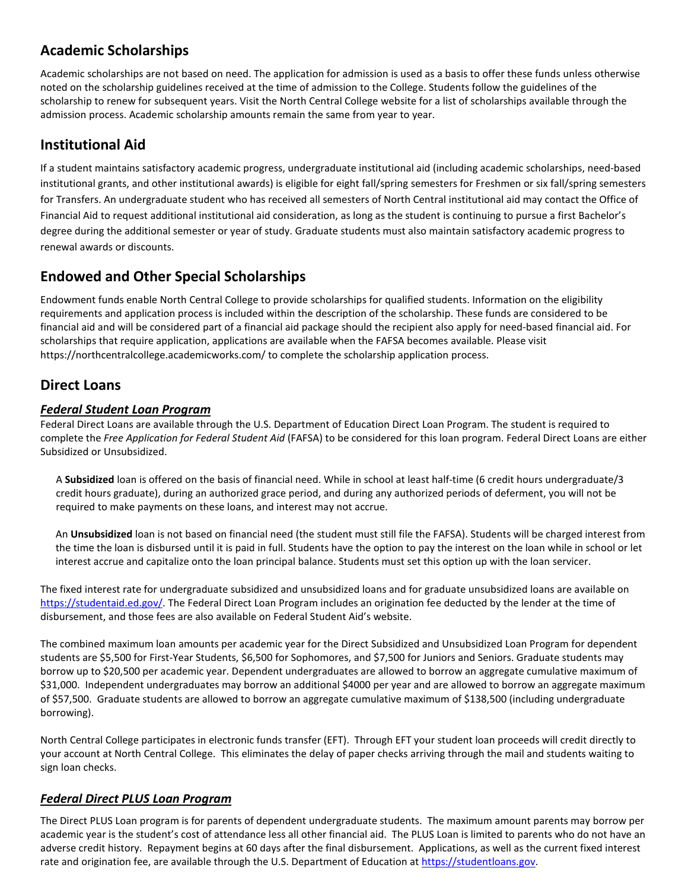## Academic Scholarships

Academic scholarships are not based on need. The application for admission is used as a basis to offer these funds unless otherwise noted on the scholarship guidelines received at the time of admission to the College. Students follow the guidelines of the scholarship to renew for subsequent years. Visit the North Central College website for a list of scholarships available through the admission process. Academic scholarship amounts remain the same from year to year.

## Institutional Aid

If a student maintains satisfactory academic progress, undergraduate institutional aid (including academic scholarships, need-based institutional grants, and other institutional awards) is eligible for eight fall/spring semesters for Freshmen or six fall/spring semesters for Transfers. An undergraduate student who has received all semesters of North Central institutional aid may contact the Office of Financial Aid to request additional institutional aid consideration, as long as the student is continuing to pursue a first Bachelor's degree during the additional semester or year of study. Graduate students must also maintain satisfactory academic progress to renewal awards or discounts.

## Endowed and Other Special Scholarships

Endowment funds enable North Central College to provide scholarships for qualified students. Information on the eligibility requirements and application process is included within the description of the scholarship. These funds are considered to be financial aid and will be considered part of a financial aid package should the recipient also apply for need-based financial aid. For scholarships that require application, applications are available when the FAFSA becomes available. Please visit https://northcentralcollege.academicworks.com/ to complete the scholarship application process.

## Direct Loans

### ***Federal Student Loan Program***

Federal Direct Loans are available through the U.S. Department of Education Direct Loan Program. The student is required to complete the *Free Application for Federal Student Aid* (FAFSA) to be considered for this loan program. Federal Direct Loans are either Subsidized or Unsubsidized.

A **Subsidized** loan is offered on the basis of financial need. While in school at least half-time (6 credit hours undergraduate/3 credit hours graduate), during an authorized grace period, and during any authorized periods of deferment, you will not be required to make payments on these loans, and interest may not accrue.

An **Unsubsidized** loan is not based on financial need (the student must still file the FAFSA). Students will be charged interest from the time the loan is disbursed until it is paid in full. Students have the option to pay the interest on the loan while in school or let interest accrue and capitalize onto the loan principal balance. Students must set this option up with the loan servicer.

The fixed interest rate for undergraduate subsidized and unsubsidized loans and for graduate unsubsidized loans are available on https://studentaid.ed.gov/. The Federal Direct Loan Program includes an origination fee deducted by the lender at the time of disbursement, and those fees are also available on Federal Student Aid's website.

The combined maximum loan amounts per academic year for the Direct Subsidized and Unsubsidized Loan Program for dependent students are $5,500 for First-Year Students, $6,500 for Sophomores, and $7,500 for Juniors and Seniors. Graduate students may borrow up to $20,500 per academic year. Dependent undergraduates are allowed to borrow an aggregate cumulative maximum of $31,000. Independent undergraduates may borrow an additional $4000 per year and are allowed to borrow an aggregate maximum of $57,500. Graduate students are allowed to borrow an aggregate cumulative maximum of $138,500 (including undergraduate borrowing).

North Central College participates in electronic funds transfer (EFT). Through EFT your student loan proceeds will credit directly to your account at North Central College. This eliminates the delay of paper checks arriving through the mail and students waiting to sign loan checks.

### ***Federal Direct PLUS Loan Program***

The Direct PLUS Loan program is for parents of dependent undergraduate students. The maximum amount parents may borrow per academic year is the student's cost of attendance less all other financial aid. The PLUS Loan is limited to parents who do not have an adverse credit history. Repayment begins at 60 days after the final disbursement. Applications, as well as the current fixed interest rate and origination fee, are available through the U.S. Department of Education at https://studentloans.gov.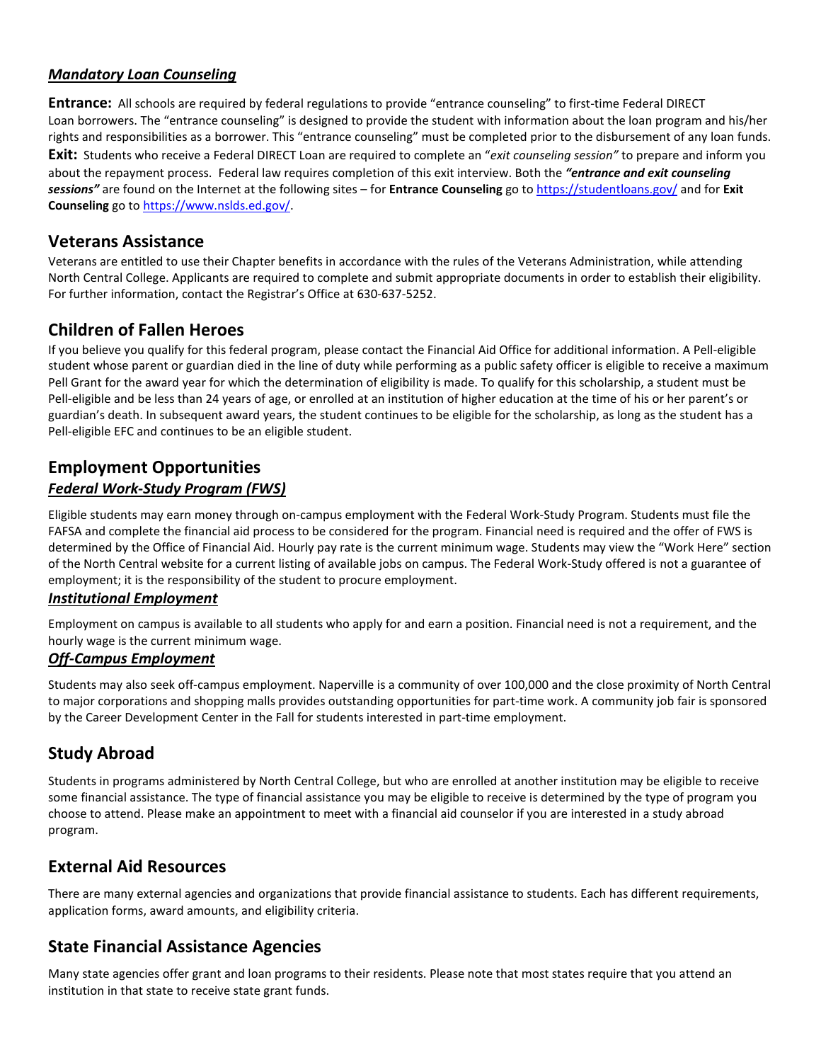### ***Mandatory Loan Counseling***

**Entrance:** All schools are required by federal regulations to provide "entrance counseling" to first-time Federal DIRECT Loan borrowers. The "entrance counseling" is designed to provide the student with information about the loan program and his/her rights and responsibilities as a borrower. This "entrance counseling" must be completed prior to the disbursement of any loan funds.
**Exit:** Students who receive a Federal DIRECT Loan are required to complete an "*exit counseling session"* to prepare and inform you about the repayment process. Federal law requires completion of this exit interview. Both the ***"entrance and exit counseling sessions"*** are found on the Internet at the following sites – for **Entrance Counseling** go to https://studentloans.gov/ and for **Exit Counseling** go to https://www.nslds.ed.gov/.

## Veterans Assistance

Veterans are entitled to use their Chapter benefits in accordance with the rules of the Veterans Administration, while attending North Central College. Applicants are required to complete and submit appropriate documents in order to establish their eligibility. For further information, contact the Registrar's Office at 630-637-5252.

## Children of Fallen Heroes

If you believe you qualify for this federal program, please contact the Financial Aid Office for additional information. A Pell-eligible student whose parent or guardian died in the line of duty while performing as a public safety officer is eligible to receive a maximum Pell Grant for the award year for which the determination of eligibility is made. To qualify for this scholarship, a student must be Pell-eligible and be less than 24 years of age, or enrolled at an institution of higher education at the time of his or her parent's or guardian's death. In subsequent award years, the student continues to be eligible for the scholarship, as long as the student has a Pell-eligible EFC and continues to be an eligible student.

## Employment Opportunities

### ***Federal Work-Study Program (FWS)***

Eligible students may earn money through on-campus employment with the Federal Work-Study Program. Students must file the FAFSA and complete the financial aid process to be considered for the program. Financial need is required and the offer of FWS is determined by the Office of Financial Aid. Hourly pay rate is the current minimum wage. Students may view the "Work Here" section of the North Central website for a current listing of available jobs on campus. The Federal Work-Study offered is not a guarantee of employment; it is the responsibility of the student to procure employment.

### ***Institutional Employment***

Employment on campus is available to all students who apply for and earn a position. Financial need is not a requirement, and the hourly wage is the current minimum wage.

### ***Off-Campus Employment***

Students may also seek off-campus employment. Naperville is a community of over 100,000 and the close proximity of North Central to major corporations and shopping malls provides outstanding opportunities for part-time work. A community job fair is sponsored by the Career Development Center in the Fall for students interested in part-time employment.

## Study Abroad

Students in programs administered by North Central College, but who are enrolled at another institution may be eligible to receive some financial assistance. The type of financial assistance you may be eligible to receive is determined by the type of program you choose to attend. Please make an appointment to meet with a financial aid counselor if you are interested in a study abroad program.

## External Aid Resources

There are many external agencies and organizations that provide financial assistance to students. Each has different requirements, application forms, award amounts, and eligibility criteria.

## State Financial Assistance Agencies

Many state agencies offer grant and loan programs to their residents. Please note that most states require that you attend an institution in that state to receive state grant funds.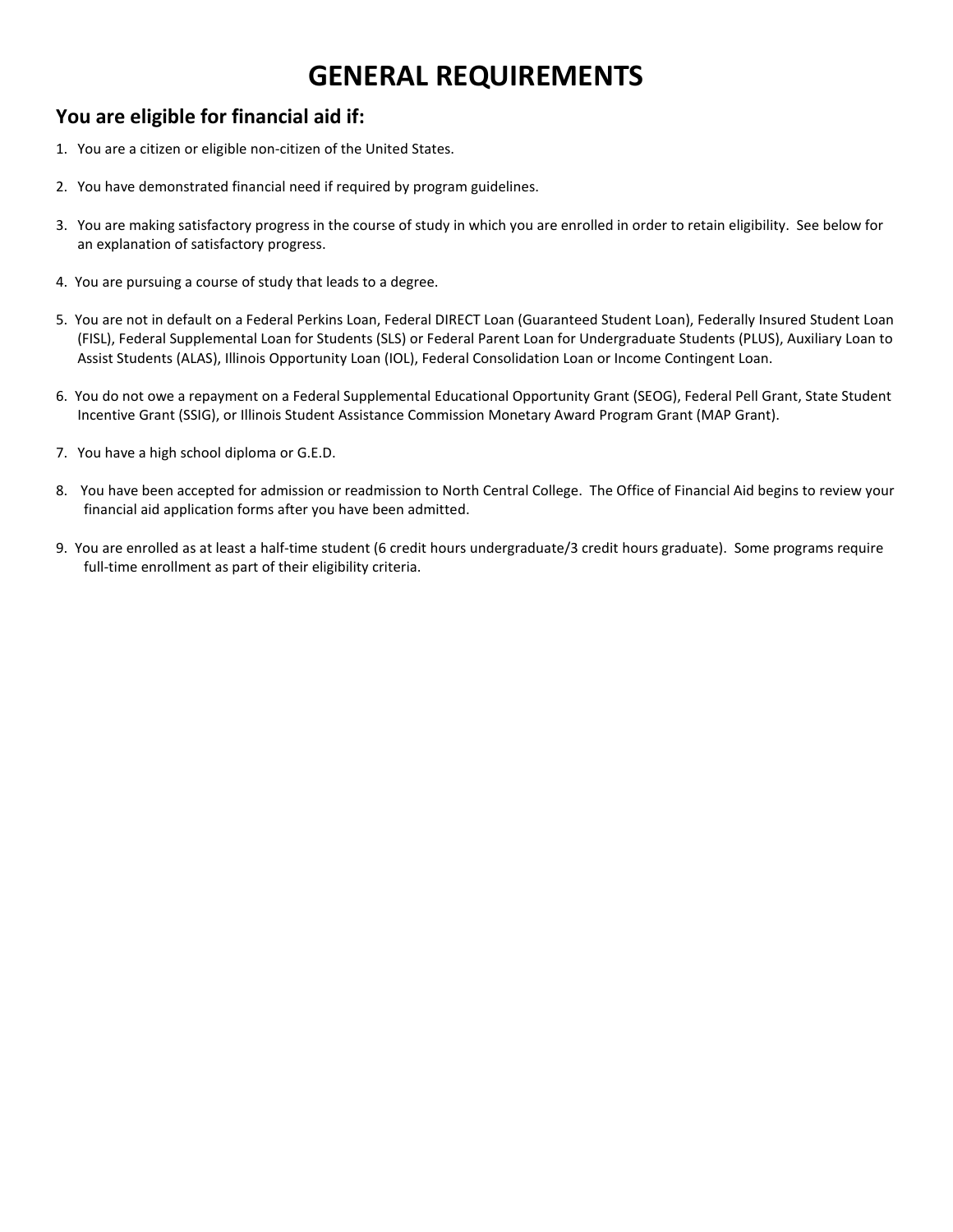# GENERAL REQUIREMENTS

## You are eligible for financial aid if:

1. You are a citizen or eligible non-citizen of the United States.

2. You have demonstrated financial need if required by program guidelines.

3. You are making satisfactory progress in the course of study in which you are enrolled in order to retain eligibility. See below for an explanation of satisfactory progress.

4. You are pursuing a course of study that leads to a degree.

5. You are not in default on a Federal Perkins Loan, Federal DIRECT Loan (Guaranteed Student Loan), Federally Insured Student Loan (FISL), Federal Supplemental Loan for Students (SLS) or Federal Parent Loan for Undergraduate Students (PLUS), Auxiliary Loan to Assist Students (ALAS), Illinois Opportunity Loan (IOL), Federal Consolidation Loan or Income Contingent Loan.

6. You do not owe a repayment on a Federal Supplemental Educational Opportunity Grant (SEOG), Federal Pell Grant, State Student Incentive Grant (SSIG), or Illinois Student Assistance Commission Monetary Award Program Grant (MAP Grant).

7. You have a high school diploma or G.E.D.

8. You have been accepted for admission or readmission to North Central College. The Office of Financial Aid begins to review your financial aid application forms after you have been admitted.

9. You are enrolled as at least a half-time student (6 credit hours undergraduate/3 credit hours graduate). Some programs require full-time enrollment as part of their eligibility criteria.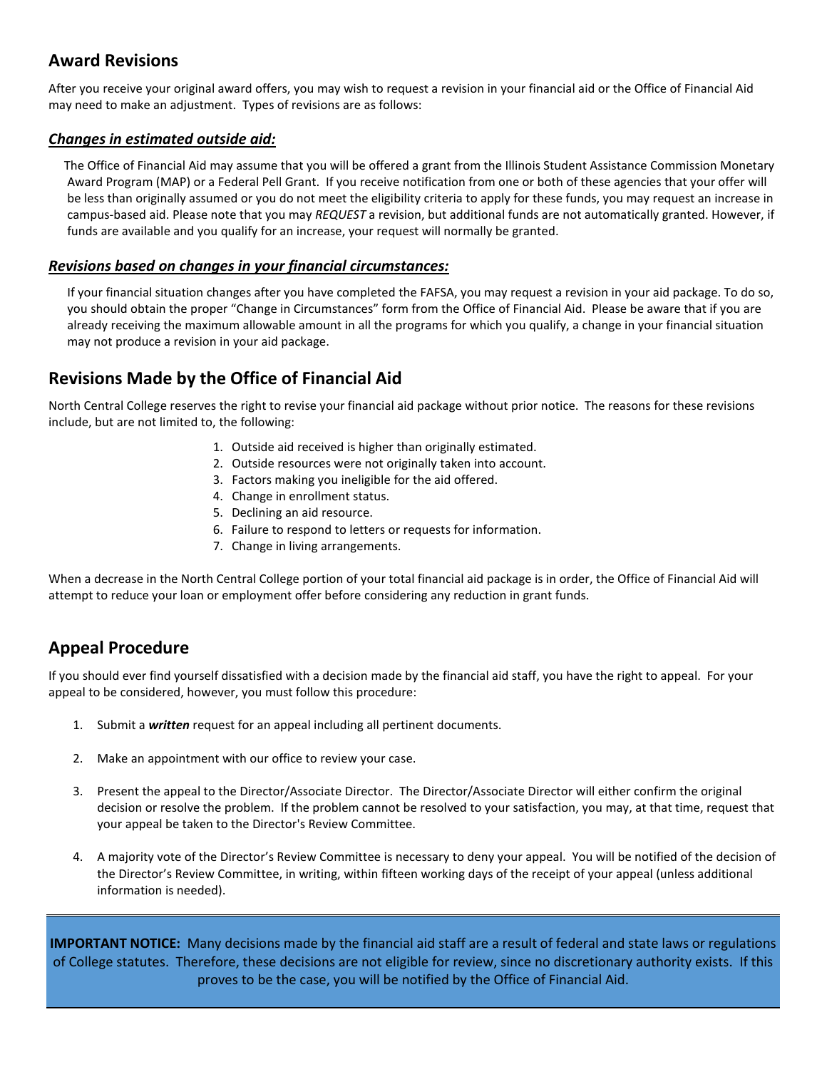## Award Revisions

After you receive your original award offers, you may wish to request a revision in your financial aid or the Office of Financial Aid may need to make an adjustment. Types of revisions are as follows:

### ***Changes in estimated outside aid:***

The Office of Financial Aid may assume that you will be offered a grant from the Illinois Student Assistance Commission Monetary Award Program (MAP) or a Federal Pell Grant. If you receive notification from one or both of these agencies that your offer will be less than originally assumed or you do not meet the eligibility criteria to apply for these funds, you may request an increase in campus-based aid. Please note that you may *REQUEST* a revision, but additional funds are not automatically granted. However, if funds are available and you qualify for an increase, your request will normally be granted.

### ***Revisions based on changes in your financial circumstances:***

If your financial situation changes after you have completed the FAFSA, you may request a revision in your aid package. To do so, you should obtain the proper "Change in Circumstances" form from the Office of Financial Aid. Please be aware that if you are already receiving the maximum allowable amount in all the programs for which you qualify, a change in your financial situation may not produce a revision in your aid package.

## Revisions Made by the Office of Financial Aid

North Central College reserves the right to revise your financial aid package without prior notice. The reasons for these revisions include, but are not limited to, the following:

1. Outside aid received is higher than originally estimated.
2. Outside resources were not originally taken into account.
3. Factors making you ineligible for the aid offered.
4. Change in enrollment status.
5. Declining an aid resource.
6. Failure to respond to letters or requests for information.
7. Change in living arrangements.

When a decrease in the North Central College portion of your total financial aid package is in order, the Office of Financial Aid will attempt to reduce your loan or employment offer before considering any reduction in grant funds.

## Appeal Procedure

If you should ever find yourself dissatisfied with a decision made by the financial aid staff, you have the right to appeal. For your appeal to be considered, however, you must follow this procedure:

1. Submit a ***written*** request for an appeal including all pertinent documents.

2. Make an appointment with our office to review your case.

3. Present the appeal to the Director/Associate Director. The Director/Associate Director will either confirm the original decision or resolve the problem. If the problem cannot be resolved to your satisfaction, you may, at that time, request that your appeal be taken to the Director's Review Committee.

4. A majority vote of the Director's Review Committee is necessary to deny your appeal. You will be notified of the decision of the Director's Review Committee, in writing, within fifteen working days of the receipt of your appeal (unless additional information is needed).

**IMPORTANT NOTICE:** Many decisions made by the financial aid staff are a result of federal and state laws or regulations of College statutes. Therefore, these decisions are not eligible for review, since no discretionary authority exists. If this proves to be the case, you will be notified by the Office of Financial Aid.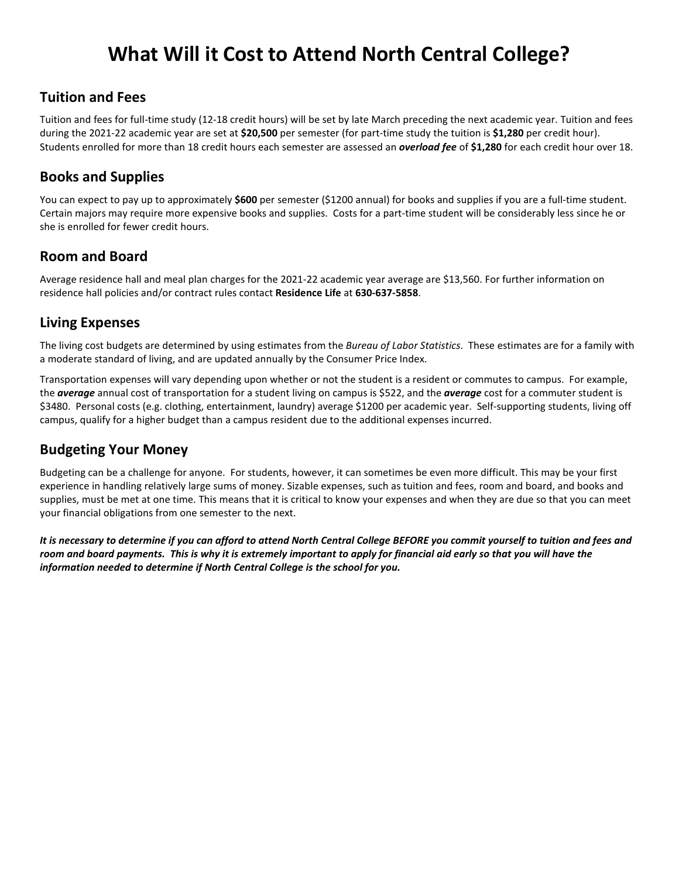# What Will it Cost to Attend North Central College?

## Tuition and Fees

Tuition and fees for full-time study (12-18 credit hours) will be set by late March preceding the next academic year. Tuition and fees during the 2021-22 academic year are set at **$20,500** per semester (for part-time study the tuition is **$1,280** per credit hour). Students enrolled for more than 18 credit hours each semester are assessed an ***overload fee*** of **$1,280** for each credit hour over 18.

## Books and Supplies

You can expect to pay up to approximately **$600** per semester ($1200 annual) for books and supplies if you are a full-time student. Certain majors may require more expensive books and supplies. Costs for a part-time student will be considerably less since he or she is enrolled for fewer credit hours.

## Room and Board

Average residence hall and meal plan charges for the 2021-22 academic year average are $13,560. For further information on residence hall policies and/or contract rules contact **Residence Life** at **630-637-5858**.

## Living Expenses

The living cost budgets are determined by using estimates from the *Bureau of Labor Statistics*. These estimates are for a family with a moderate standard of living, and are updated annually by the Consumer Price Index.

Transportation expenses will vary depending upon whether or not the student is a resident or commutes to campus. For example, the ***average*** annual cost of transportation for a student living on campus is $522, and the ***average*** cost for a commuter student is $3480. Personal costs (e.g. clothing, entertainment, laundry) average $1200 per academic year. Self-supporting students, living off campus, qualify for a higher budget than a campus resident due to the additional expenses incurred.

## Budgeting Your Money

Budgeting can be a challenge for anyone. For students, however, it can sometimes be even more difficult. This may be your first experience in handling relatively large sums of money. Sizable expenses, such as tuition and fees, room and board, and books and supplies, must be met at one time. This means that it is critical to know your expenses and when they are due so that you can meet your financial obligations from one semester to the next.

***It is necessary to determine if you can afford to attend North Central College BEFORE you commit yourself to tuition and fees and room and board payments. This is why it is extremely important to apply for financial aid early so that you will have the information needed to determine if North Central College is the school for you.***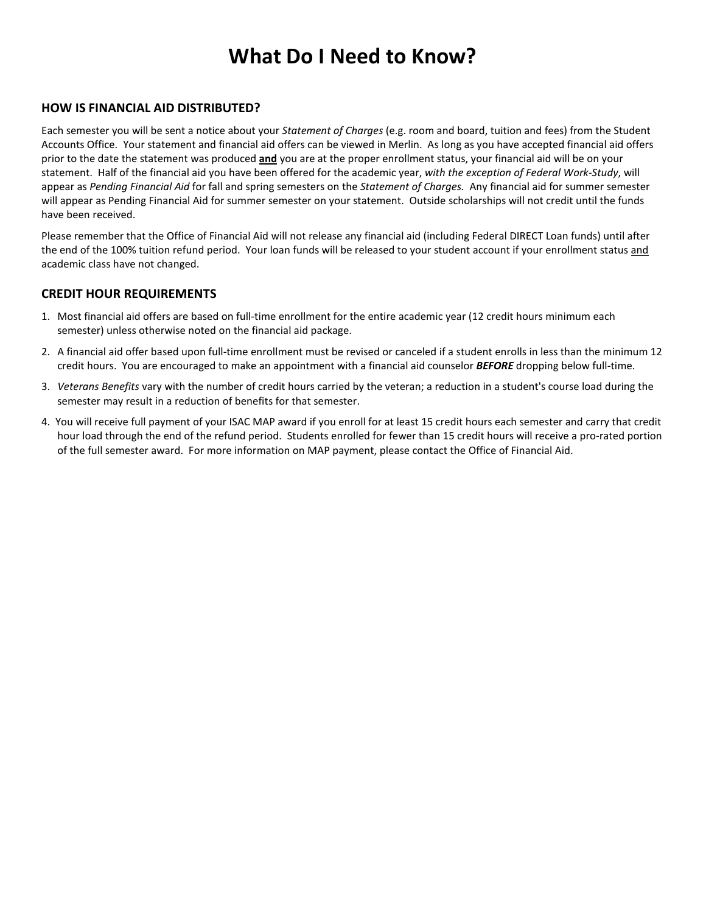# What Do I Need to Know?

## HOW IS FINANCIAL AID DISTRIBUTED?

Each semester you will be sent a notice about your *Statement of Charges* (e.g. room and board, tuition and fees) from the Student Accounts Office. Your statement and financial aid offers can be viewed in Merlin. As long as you have accepted financial aid offers prior to the date the statement was produced **and** you are at the proper enrollment status, your financial aid will be on your statement. Half of the financial aid you have been offered for the academic year, *with the exception of Federal Work-Study*, will appear as *Pending Financial Aid* for fall and spring semesters on the *Statement of Charges.* Any financial aid for summer semester will appear as Pending Financial Aid for summer semester on your statement. Outside scholarships will not credit until the funds have been received.

Please remember that the Office of Financial Aid will not release any financial aid (including Federal DIRECT Loan funds) until after the end of the 100% tuition refund period. Your loan funds will be released to your student account if your enrollment status and academic class have not changed.

## CREDIT HOUR REQUIREMENTS

1. Most financial aid offers are based on full-time enrollment for the entire academic year (12 credit hours minimum each semester) unless otherwise noted on the financial aid package.
2. A financial aid offer based upon full-time enrollment must be revised or canceled if a student enrolls in less than the minimum 12 credit hours. You are encouraged to make an appointment with a financial aid counselor ***BEFORE*** dropping below full-time.
3. *Veterans Benefits* vary with the number of credit hours carried by the veteran; a reduction in a student's course load during the semester may result in a reduction of benefits for that semester.
4. You will receive full payment of your ISAC MAP award if you enroll for at least 15 credit hours each semester and carry that credit hour load through the end of the refund period. Students enrolled for fewer than 15 credit hours will receive a pro-rated portion of the full semester award. For more information on MAP payment, please contact the Office of Financial Aid.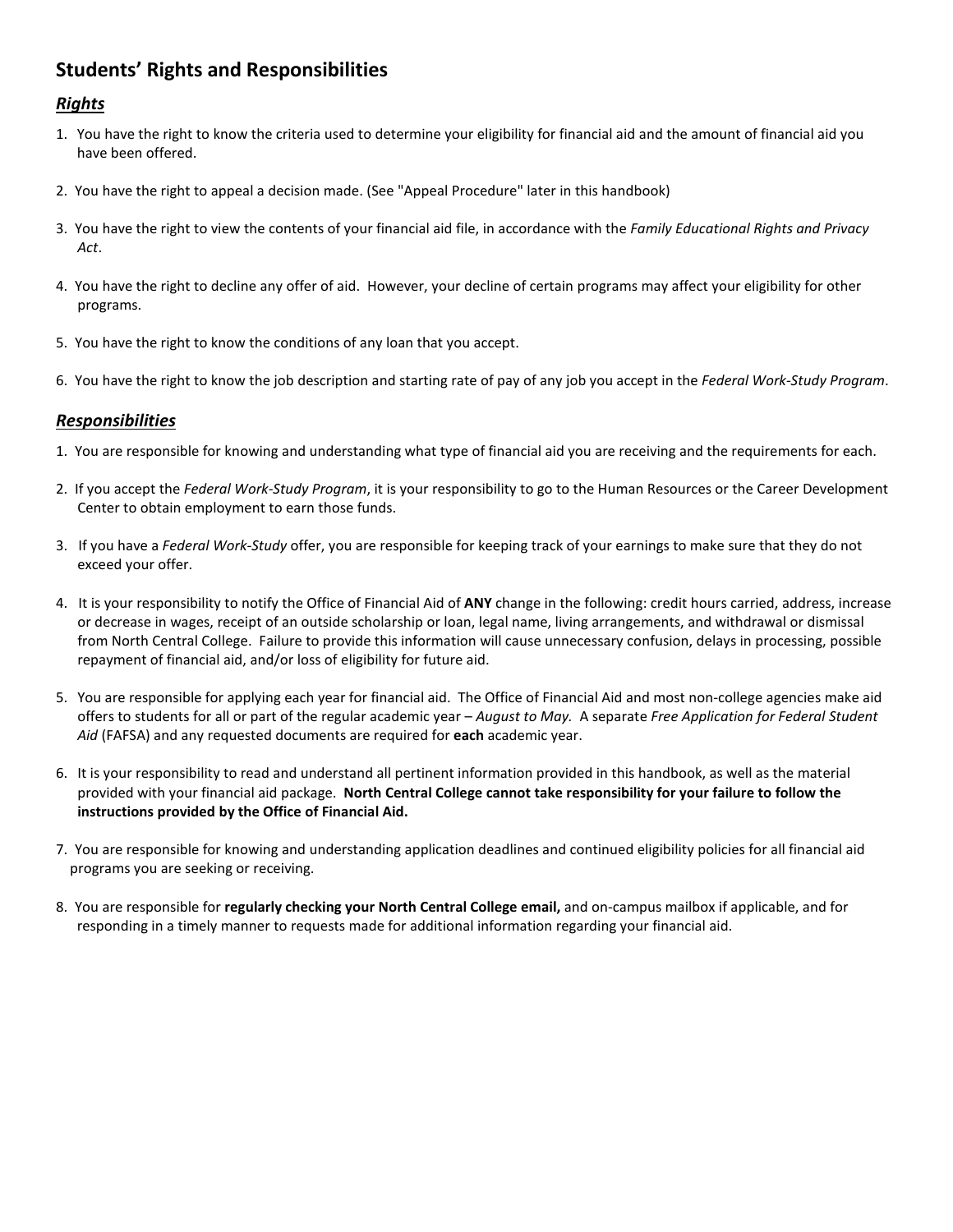## Students' Rights and Responsibilities

### ***Rights***

1. You have the right to know the criteria used to determine your eligibility for financial aid and the amount of financial aid you have been offered.

2. You have the right to appeal a decision made. (See "Appeal Procedure" later in this handbook)

3. You have the right to view the contents of your financial aid file, in accordance with the *Family Educational Rights and Privacy Act*.

4. You have the right to decline any offer of aid. However, your decline of certain programs may affect your eligibility for other programs.

5. You have the right to know the conditions of any loan that you accept.

6. You have the right to know the job description and starting rate of pay of any job you accept in the *Federal Work-Study Program*.

### ***Responsibilities***

1. You are responsible for knowing and understanding what type of financial aid you are receiving and the requirements for each.

2. If you accept the *Federal Work-Study Program*, it is your responsibility to go to the Human Resources or the Career Development Center to obtain employment to earn those funds.

3. If you have a *Federal Work-Study* offer, you are responsible for keeping track of your earnings to make sure that they do not exceed your offer.

4. It is your responsibility to notify the Office of Financial Aid of **ANY** change in the following: credit hours carried, address, increase or decrease in wages, receipt of an outside scholarship or loan, legal name, living arrangements, and withdrawal or dismissal from North Central College. Failure to provide this information will cause unnecessary confusion, delays in processing, possible repayment of financial aid, and/or loss of eligibility for future aid.

5. You are responsible for applying each year for financial aid. The Office of Financial Aid and most non-college agencies make aid offers to students for all or part of the regular academic year – *August to May.* A separate *Free Application for Federal Student Aid* (FAFSA) and any requested documents are required for **each** academic year.

6. It is your responsibility to read and understand all pertinent information provided in this handbook, as well as the material provided with your financial aid package. **North Central College cannot take responsibility for your failure to follow the instructions provided by the Office of Financial Aid.**

7. You are responsible for knowing and understanding application deadlines and continued eligibility policies for all financial aid programs you are seeking or receiving.

8. You are responsible for **regularly checking your North Central College email,** and on-campus mailbox if applicable, and for responding in a timely manner to requests made for additional information regarding your financial aid.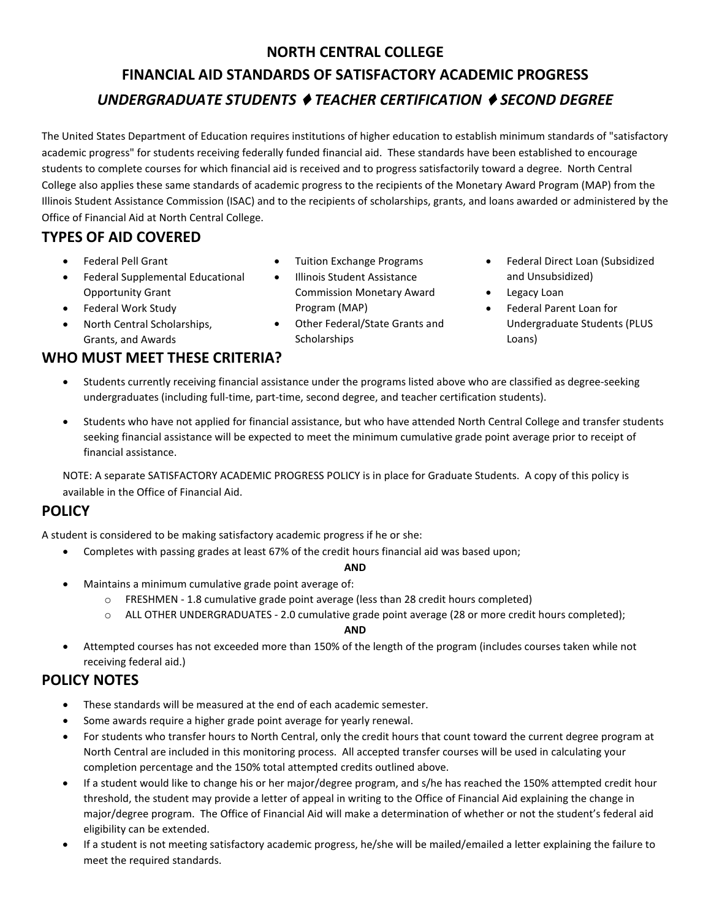# NORTH CENTRAL COLLEGE

# FINANCIAL AID STANDARDS OF SATISFACTORY ACADEMIC PROGRESS

## *UNDERGRADUATE STUDENTS ♦ TEACHER CERTIFICATION ♦ SECOND DEGREE*

The United States Department of Education requires institutions of higher education to establish minimum standards of "satisfactory academic progress" for students receiving federally funded financial aid. These standards have been established to encourage students to complete courses for which financial aid is received and to progress satisfactorily toward a degree. North Central College also applies these same standards of academic progress to the recipients of the Monetary Award Program (MAP) from the Illinois Student Assistance Commission (ISAC) and to the recipients of scholarships, grants, and loans awarded or administered by the Office of Financial Aid at North Central College.

## TYPES OF AID COVERED

- Federal Pell Grant
- Federal Supplemental Educational Opportunity Grant
- Federal Work Study
- North Central Scholarships, Grants, and Awards
- Tuition Exchange Programs
- Illinois Student Assistance Commission Monetary Award Program (MAP)
- Other Federal/State Grants and Scholarships
- Federal Direct Loan (Subsidized and Unsubsidized)
- Legacy Loan
- Federal Parent Loan for Undergraduate Students (PLUS Loans)

## WHO MUST MEET THESE CRITERIA?

- Students currently receiving financial assistance under the programs listed above who are classified as degree-seeking undergraduates (including full-time, part-time, second degree, and teacher certification students).
- Students who have not applied for financial assistance, but who have attended North Central College and transfer students seeking financial assistance will be expected to meet the minimum cumulative grade point average prior to receipt of financial assistance.

NOTE: A separate SATISFACTORY ACADEMIC PROGRESS POLICY is in place for Graduate Students. A copy of this policy is available in the Office of Financial Aid.

## POLICY

A student is considered to be making satisfactory academic progress if he or she:

- Completes with passing grades at least 67% of the credit hours financial aid was based upon;

**AND**

- Maintains a minimum cumulative grade point average of:
  - FRESHMEN - 1.8 cumulative grade point average (less than 28 credit hours completed)
  - ALL OTHER UNDERGRADUATES - 2.0 cumulative grade point average (28 or more credit hours completed);

**AND**

- Attempted courses has not exceeded more than 150% of the length of the program (includes courses taken while not receiving federal aid.)

## POLICY NOTES

- These standards will be measured at the end of each academic semester.
- Some awards require a higher grade point average for yearly renewal.
- For students who transfer hours to North Central, only the credit hours that count toward the current degree program at North Central are included in this monitoring process. All accepted transfer courses will be used in calculating your completion percentage and the 150% total attempted credits outlined above.
- If a student would like to change his or her major/degree program, and s/he has reached the 150% attempted credit hour threshold, the student may provide a letter of appeal in writing to the Office of Financial Aid explaining the change in major/degree program. The Office of Financial Aid will make a determination of whether or not the student's federal aid eligibility can be extended.
- If a student is not meeting satisfactory academic progress, he/she will be mailed/emailed a letter explaining the failure to meet the required standards.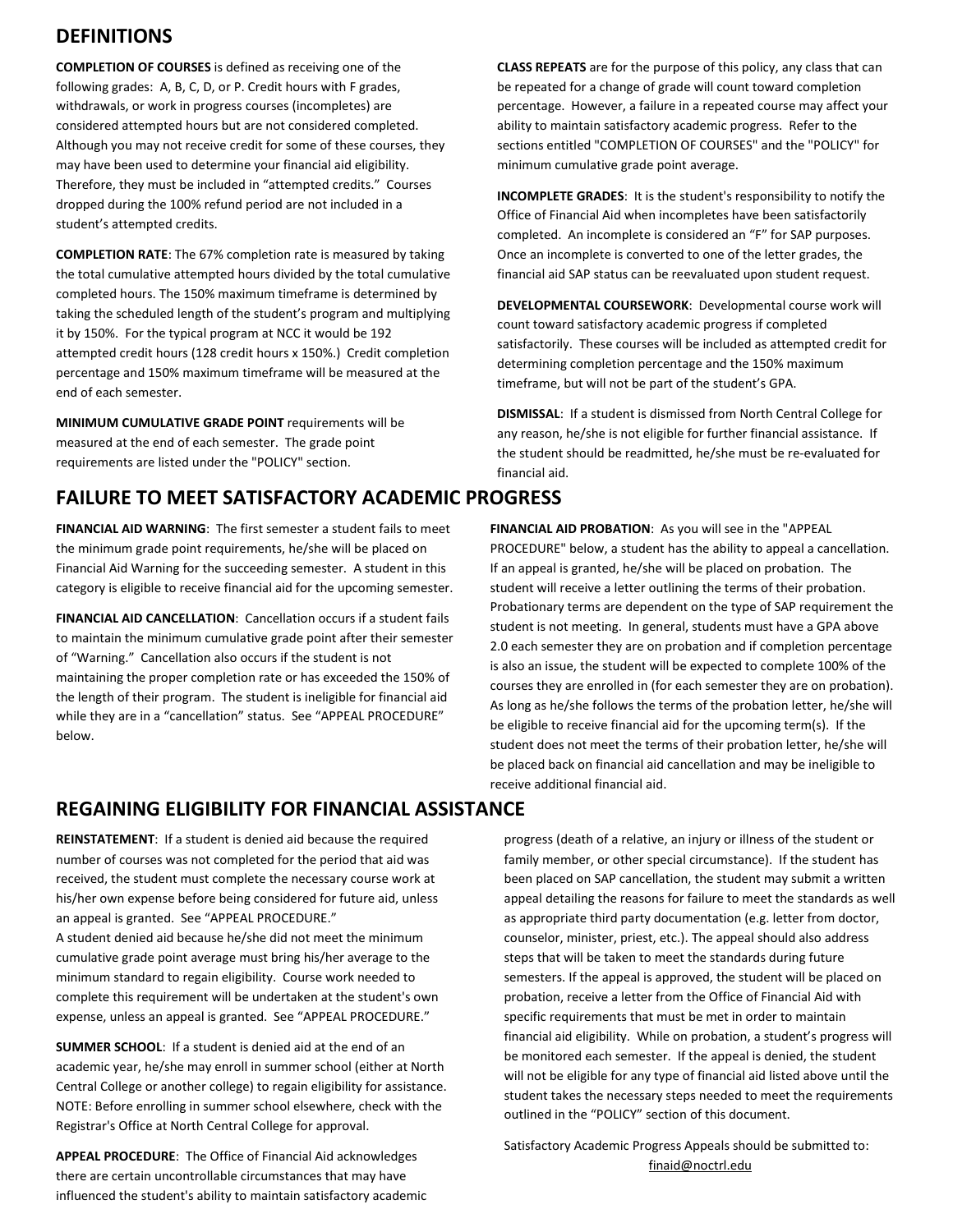## DEFINITIONS

**COMPLETION OF COURSES** is defined as receiving one of the following grades: A, B, C, D, or P. Credit hours with F grades, withdrawals, or work in progress courses (incompletes) are considered attempted hours but are not considered completed. Although you may not receive credit for some of these courses, they may have been used to determine your financial aid eligibility. Therefore, they must be included in "attempted credits." Courses dropped during the 100% refund period are not included in a student's attempted credits.

**COMPLETION RATE**: The 67% completion rate is measured by taking the total cumulative attempted hours divided by the total cumulative completed hours. The 150% maximum timeframe is determined by taking the scheduled length of the student's program and multiplying it by 150%. For the typical program at NCC it would be 192 attempted credit hours (128 credit hours x 150%.) Credit completion percentage and 150% maximum timeframe will be measured at the end of each semester.

**MINIMUM CUMULATIVE GRADE POINT** requirements will be measured at the end of each semester. The grade point requirements are listed under the "POLICY" section.

**CLASS REPEATS** are for the purpose of this policy, any class that can be repeated for a change of grade will count toward completion percentage. However, a failure in a repeated course may affect your ability to maintain satisfactory academic progress. Refer to the sections entitled "COMPLETION OF COURSES" and the "POLICY" for minimum cumulative grade point average.

**INCOMPLETE GRADES**: It is the student's responsibility to notify the Office of Financial Aid when incompletes have been satisfactorily completed. An incomplete is considered an "F" for SAP purposes. Once an incomplete is converted to one of the letter grades, the financial aid SAP status can be reevaluated upon student request.

**DEVELOPMENTAL COURSEWORK**: Developmental course work will count toward satisfactory academic progress if completed satisfactorily. These courses will be included as attempted credit for determining completion percentage and the 150% maximum timeframe, but will not be part of the student's GPA.

**DISMISSAL**: If a student is dismissed from North Central College for any reason, he/she is not eligible for further financial assistance. If the student should be readmitted, he/she must be re-evaluated for financial aid.

## FAILURE TO MEET SATISFACTORY ACADEMIC PROGRESS

**FINANCIAL AID WARNING**: The first semester a student fails to meet the minimum grade point requirements, he/she will be placed on Financial Aid Warning for the succeeding semester. A student in this category is eligible to receive financial aid for the upcoming semester.

**FINANCIAL AID CANCELLATION**: Cancellation occurs if a student fails to maintain the minimum cumulative grade point after their semester of "Warning." Cancellation also occurs if the student is not maintaining the proper completion rate or has exceeded the 150% of the length of their program. The student is ineligible for financial aid while they are in a "cancellation" status. See "APPEAL PROCEDURE" below.

**FINANCIAL AID PROBATION**: As you will see in the "APPEAL PROCEDURE" below, a student has the ability to appeal a cancellation. If an appeal is granted, he/she will be placed on probation. The student will receive a letter outlining the terms of their probation. Probationary terms are dependent on the type of SAP requirement the student is not meeting. In general, students must have a GPA above 2.0 each semester they are on probation and if completion percentage is also an issue, the student will be expected to complete 100% of the courses they are enrolled in (for each semester they are on probation). As long as he/she follows the terms of the probation letter, he/she will be eligible to receive financial aid for the upcoming term(s). If the student does not meet the terms of their probation letter, he/she will be placed back on financial aid cancellation and may be ineligible to receive additional financial aid.

## REGAINING ELIGIBILITY FOR FINANCIAL ASSISTANCE

**REINSTATEMENT**: If a student is denied aid because the required number of courses was not completed for the period that aid was received, the student must complete the necessary course work at his/her own expense before being considered for future aid, unless an appeal is granted. See "APPEAL PROCEDURE."
A student denied aid because he/she did not meet the minimum cumulative grade point average must bring his/her average to the minimum standard to regain eligibility. Course work needed to complete this requirement will be undertaken at the student's own expense, unless an appeal is granted. See "APPEAL PROCEDURE."

**SUMMER SCHOOL**: If a student is denied aid at the end of an academic year, he/she may enroll in summer school (either at North Central College or another college) to regain eligibility for assistance. NOTE: Before enrolling in summer school elsewhere, check with the Registrar's Office at North Central College for approval.

**APPEAL PROCEDURE**: The Office of Financial Aid acknowledges there are certain uncontrollable circumstances that may have influenced the student's ability to maintain satisfactory academic progress (death of a relative, an injury or illness of the student or family member, or other special circumstance). If the student has been placed on SAP cancellation, the student may submit a written appeal detailing the reasons for failure to meet the standards as well as appropriate third party documentation (e.g. letter from doctor, counselor, minister, priest, etc.). The appeal should also address steps that will be taken to meet the standards during future semesters. If the appeal is approved, the student will be placed on probation, receive a letter from the Office of Financial Aid with specific requirements that must be met in order to maintain financial aid eligibility. While on probation, a student's progress will be monitored each semester. If the appeal is denied, the student will not be eligible for any type of financial aid listed above until the student takes the necessary steps needed to meet the requirements outlined in the "POLICY" section of this document.

Satisfactory Academic Progress Appeals should be submitted to:
finaid@noctrl.edu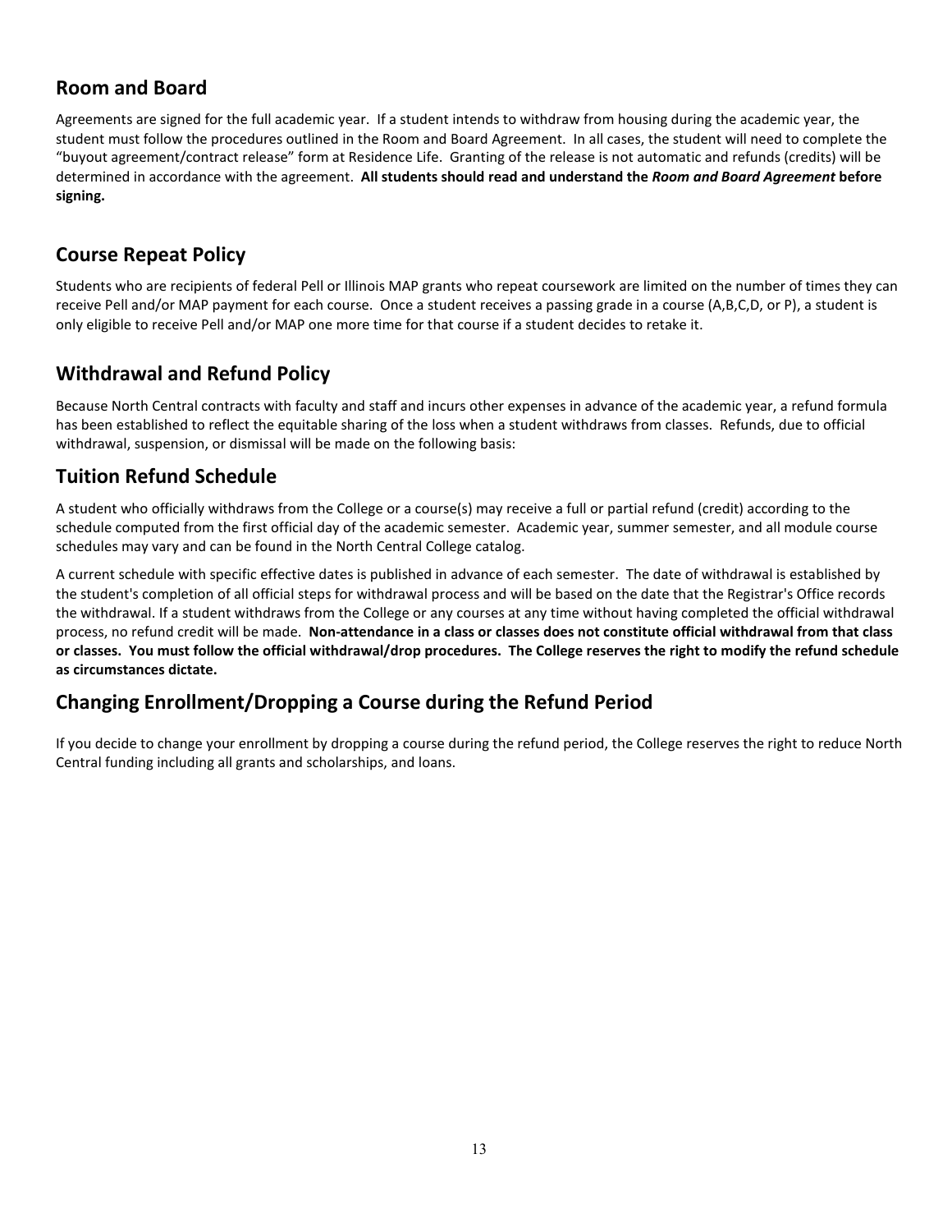## Room and Board

Agreements are signed for the full academic year. If a student intends to withdraw from housing during the academic year, the student must follow the procedures outlined in the Room and Board Agreement. In all cases, the student will need to complete the "buyout agreement/contract release" form at Residence Life. Granting of the release is not automatic and refunds (credits) will be determined in accordance with the agreement. **All students should read and understand the *Room and Board Agreement* before signing.**

## Course Repeat Policy

Students who are recipients of federal Pell or Illinois MAP grants who repeat coursework are limited on the number of times they can receive Pell and/or MAP payment for each course. Once a student receives a passing grade in a course (A,B,C,D, or P), a student is only eligible to receive Pell and/or MAP one more time for that course if a student decides to retake it.

## Withdrawal and Refund Policy

Because North Central contracts with faculty and staff and incurs other expenses in advance of the academic year, a refund formula has been established to reflect the equitable sharing of the loss when a student withdraws from classes. Refunds, due to official withdrawal, suspension, or dismissal will be made on the following basis:

## Tuition Refund Schedule

A student who officially withdraws from the College or a course(s) may receive a full or partial refund (credit) according to the schedule computed from the first official day of the academic semester. Academic year, summer semester, and all module course schedules may vary and can be found in the North Central College catalog.

A current schedule with specific effective dates is published in advance of each semester. The date of withdrawal is established by the student's completion of all official steps for withdrawal process and will be based on the date that the Registrar's Office records the withdrawal. If a student withdraws from the College or any courses at any time without having completed the official withdrawal process, no refund credit will be made. **Non-attendance in a class or classes does not constitute official withdrawal from that class or classes. You must follow the official withdrawal/drop procedures. The College reserves the right to modify the refund schedule as circumstances dictate.**

## Changing Enrollment/Dropping a Course during the Refund Period

If you decide to change your enrollment by dropping a course during the refund period, the College reserves the right to reduce North Central funding including all grants and scholarships, and loans.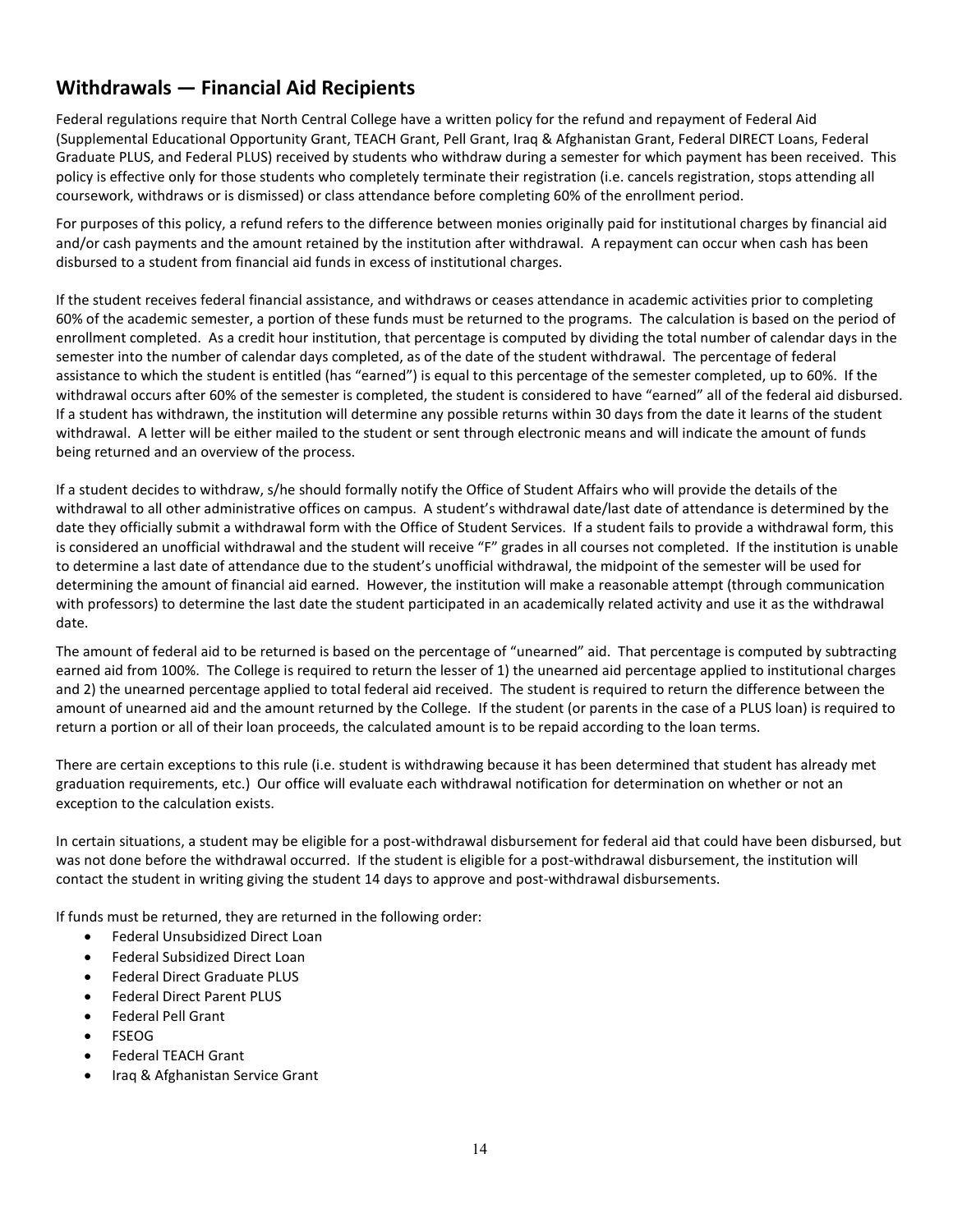## Withdrawals — Financial Aid Recipients

Federal regulations require that North Central College have a written policy for the refund and repayment of Federal Aid (Supplemental Educational Opportunity Grant, TEACH Grant, Pell Grant, Iraq & Afghanistan Grant, Federal DIRECT Loans, Federal Graduate PLUS, and Federal PLUS) received by students who withdraw during a semester for which payment has been received. This policy is effective only for those students who completely terminate their registration (i.e. cancels registration, stops attending all coursework, withdraws or is dismissed) or class attendance before completing 60% of the enrollment period.

For purposes of this policy, a refund refers to the difference between monies originally paid for institutional charges by financial aid and/or cash payments and the amount retained by the institution after withdrawal. A repayment can occur when cash has been disbursed to a student from financial aid funds in excess of institutional charges.

If the student receives federal financial assistance, and withdraws or ceases attendance in academic activities prior to completing 60% of the academic semester, a portion of these funds must be returned to the programs. The calculation is based on the period of enrollment completed. As a credit hour institution, that percentage is computed by dividing the total number of calendar days in the semester into the number of calendar days completed, as of the date of the student withdrawal. The percentage of federal assistance to which the student is entitled (has "earned") is equal to this percentage of the semester completed, up to 60%. If the withdrawal occurs after 60% of the semester is completed, the student is considered to have "earned" all of the federal aid disbursed. If a student has withdrawn, the institution will determine any possible returns within 30 days from the date it learns of the student withdrawal. A letter will be either mailed to the student or sent through electronic means and will indicate the amount of funds being returned and an overview of the process.

If a student decides to withdraw, s/he should formally notify the Office of Student Affairs who will provide the details of the withdrawal to all other administrative offices on campus. A student's withdrawal date/last date of attendance is determined by the date they officially submit a withdrawal form with the Office of Student Services. If a student fails to provide a withdrawal form, this is considered an unofficial withdrawal and the student will receive "F" grades in all courses not completed. If the institution is unable to determine a last date of attendance due to the student's unofficial withdrawal, the midpoint of the semester will be used for determining the amount of financial aid earned. However, the institution will make a reasonable attempt (through communication with professors) to determine the last date the student participated in an academically related activity and use it as the withdrawal date.

The amount of federal aid to be returned is based on the percentage of "unearned" aid. That percentage is computed by subtracting earned aid from 100%. The College is required to return the lesser of 1) the unearned aid percentage applied to institutional charges and 2) the unearned percentage applied to total federal aid received. The student is required to return the difference between the amount of unearned aid and the amount returned by the College. If the student (or parents in the case of a PLUS loan) is required to return a portion or all of their loan proceeds, the calculated amount is to be repaid according to the loan terms.

There are certain exceptions to this rule (i.e. student is withdrawing because it has been determined that student has already met graduation requirements, etc.) Our office will evaluate each withdrawal notification for determination on whether or not an exception to the calculation exists.

In certain situations, a student may be eligible for a post-withdrawal disbursement for federal aid that could have been disbursed, but was not done before the withdrawal occurred. If the student is eligible for a post-withdrawal disbursement, the institution will contact the student in writing giving the student 14 days to approve and post-withdrawal disbursements.

If funds must be returned, they are returned in the following order:

- Federal Unsubsidized Direct Loan
- Federal Subsidized Direct Loan
- Federal Direct Graduate PLUS
- Federal Direct Parent PLUS
- Federal Pell Grant
- FSEOG
- Federal TEACH Grant
- Iraq & Afghanistan Service Grant